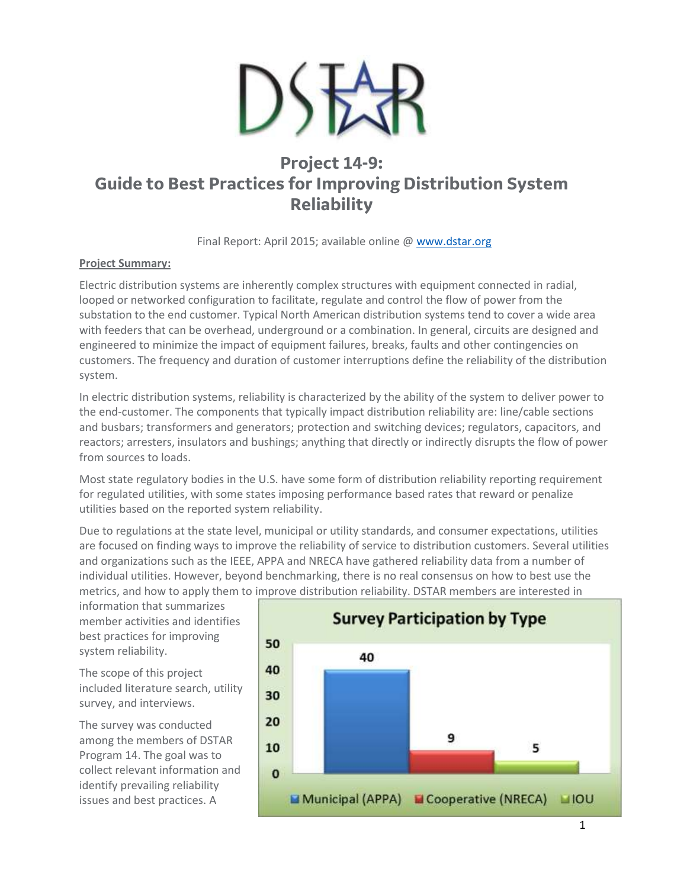# Project 14-9: Guide to Best Practices for Improving Distribution System Reliability

Final Report: April 2015; available online @ www.dstar.org

**Project Summary:**

Electric distribution systems are inherently complex structures with equipment connected in radial, looped or networked configuration to facilitate, regulate and control the flow of power from the substation to the end customer. Typical North American distribution systems tend to cover a wide area with feeders that can be overhead, underground or a combination. In general, circuits are designed and engineered to minimize the impact of equipment failures, breaks, faults and other contingencies on customers. The frequency and duration of customer interruptions define the reliability of the distribution system.

In electric distribution systems, reliability is characterized by the ability of the system to deliver power to the end-customer. The components that typically impact distribution reliability are: line/cable sections and busbars; transformers and generators; protection and switching devices; regulators, capacitors, and reactors; arresters, insulators and bushings; anything that directly or indirectly disrupts the flow of power from sources to loads.

Most state regulatory bodies in the U.S. have some form of distribution reliability reporting requirement for regulated utilities, with some states imposing performance based rates that reward or penalize utilities based on the reported system reliability.

Due to regulations at the state level, municipal or utility standards, and consumer expectations, utilities are focused on finding ways to improve the reliability of service to distribution customers. Several utilities and organizations such as the IEEE, APPA and NRECA have gathered reliability data from a number of individual utilities. However, beyond benchmarking, there is no real consensus on how to best use the metrics, and how to apply them to improve distribution reliability. DSTAR members are interested in information that summarizes member activities and identifies best practices for improving system reliability.

The scope of this project included literature search, utility survey, and interviews.

The survey was conducted among the members of DSTAR Program 14. The goal was to collect relevant information and identify prevailing reliability issues and best practices. A

**Survey Participation by Type**

| Type | Count |
|---|---|
| Municipal (APPA) | 40 |
| Cooperative (NRECA) | 9 |
| IOU | 5 |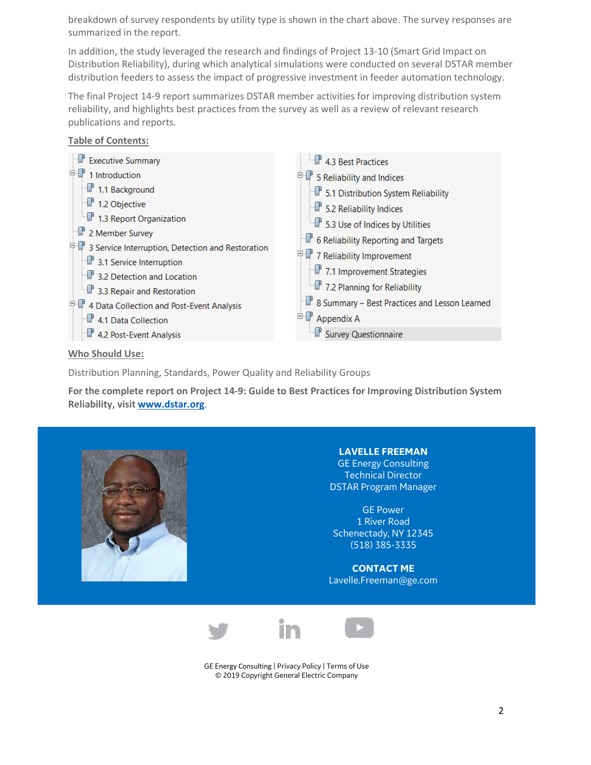breakdown of survey respondents by utility type is shown in the chart above. The survey responses are summarized in the report.

In addition, the study leveraged the research and findings of Project 13-10 (Smart Grid Impact on Distribution Reliability), during which analytical simulations were conducted on several DSTAR member distribution feeders to assess the impact of progressive investment in feeder automation technology.

The final Project 14-9 report summarizes DSTAR member activities for improving distribution system reliability, and highlights best practices from the survey as well as a review of relevant research publications and reports.

**Table of Contents:**

- Executive Summary
- 1 Introduction
  - 1.1 Background
  - 1.2 Objective
  - 1.3 Report Organization
- 2 Member Survey
- 3 Service Interruption, Detection and Restoration
  - 3.1 Service Interruption
  - 3.2 Detection and Location
  - 3.3 Repair and Restoration
- 4 Data Collection and Post-Event Analysis
  - 4.1 Data Collection
  - 4.2 Post-Event Analysis
  - 4.3 Best Practices
- 5 Reliability and Indices
  - 5.1 Distribution System Reliability
  - 5.2 Reliability Indices
  - 5.3 Use of Indices by Utilities
- 6 Reliability Reporting and Targets
- 7 Reliability Improvement
  - 7.1 Improvement Strategies
  - 7.2 Planning for Reliability
- 8 Summary – Best Practices and Lesson Learned
- Appendix A
  - Survey Questionnaire

**Who Should Use:**

Distribution Planning, Standards, Power Quality and Reliability Groups

**For the complete report on Project 14-9: Guide to Best Practices for Improving Distribution System Reliability, visit [www.dstar.org](http://www.dstar.org).**

**LAVELLE FREEMAN**
GE Energy Consulting
Technical Director
DSTAR Program Manager

GE Power
1 River Road
Schenectady, NY 12345
(518) 385-3335

**CONTACT ME**
Lavelle.Freeman@ge.com

GE Energy Consulting | Privacy Policy | Terms of Use
© 2019 Copyright General Electric Company